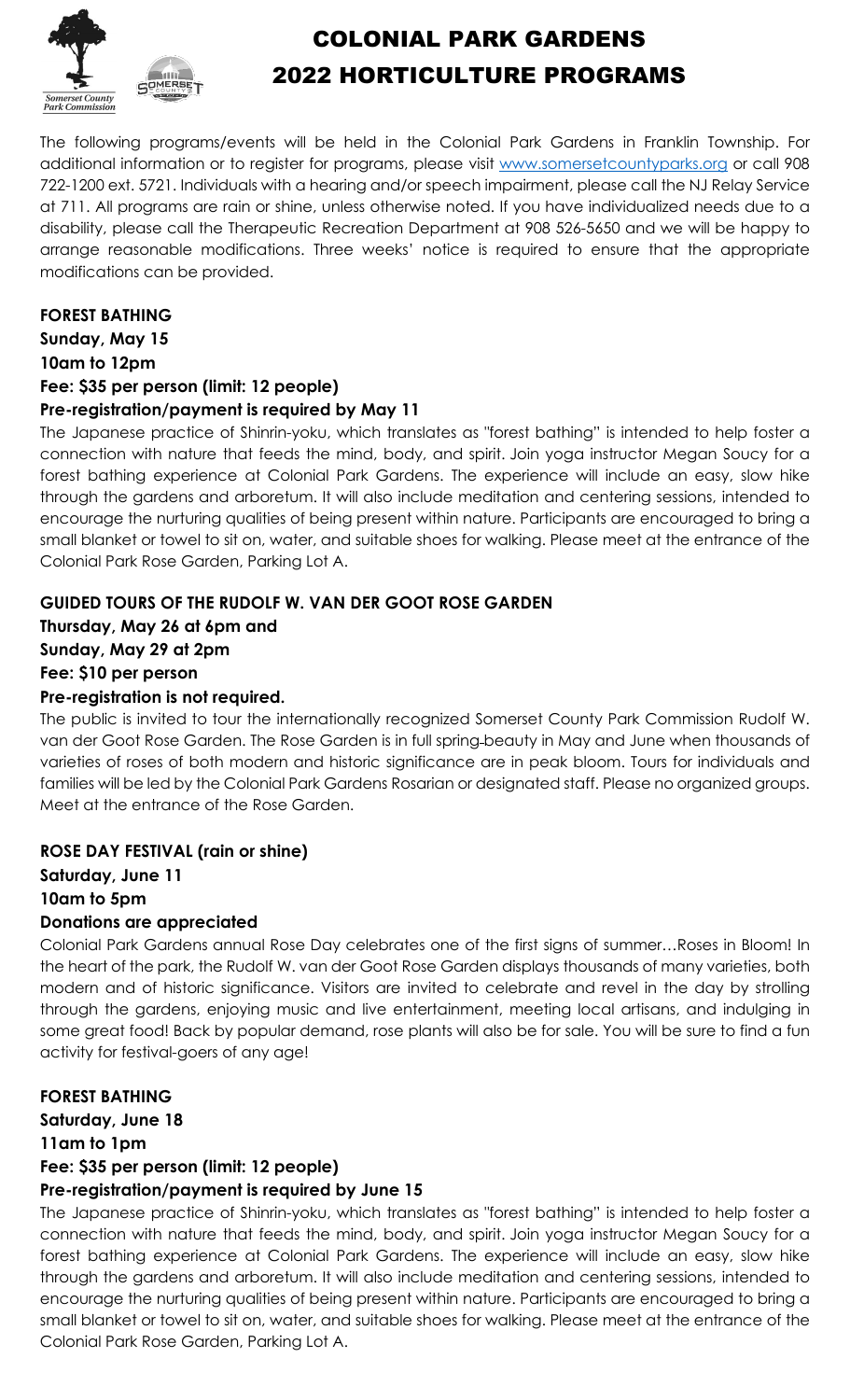# COLONIAL PARK GARDENS
# 2022 HORTICULTURE PROGRAMS

The following programs/events will be held in the Colonial Park Gardens in Franklin Township. For additional information or to register for programs, please visit www.somersetcountyparks.org or call 908 722-1200 ext. 5721. Individuals with a hearing and/or speech impairment, please call the NJ Relay Service at 711. All programs are rain or shine, unless otherwise noted. If you have individualized needs due to a disability, please call the Therapeutic Recreation Department at 908 526-5650 and we will be happy to arrange reasonable modifications. Three weeks' notice is required to ensure that the appropriate modifications can be provided.

**FOREST BATHING**
**Sunday, May 15**
**10am to 12pm**
**Fee: $35 per person (limit: 12 people)**
**Pre-registration/payment is required by May 11**

The Japanese practice of Shinrin-yoku, which translates as "forest bathing" is intended to help foster a connection with nature that feeds the mind, body, and spirit. Join yoga instructor Megan Soucy for a forest bathing experience at Colonial Park Gardens. The experience will include an easy, slow hike through the gardens and arboretum. It will also include meditation and centering sessions, intended to encourage the nurturing qualities of being present within nature. Participants are encouraged to bring a small blanket or towel to sit on, water, and suitable shoes for walking. Please meet at the entrance of the Colonial Park Rose Garden, Parking Lot A.

**GUIDED TOURS OF THE RUDOLF W. VAN DER GOOT ROSE GARDEN**
**Thursday, May 26 at 6pm and**
**Sunday, May 29 at 2pm**
**Fee: $10 per person**
**Pre-registration is not required.**

The public is invited to tour the internationally recognized Somerset County Park Commission Rudolf W. van der Goot Rose Garden. The Rose Garden is in full spring beauty in May and June when thousands of varieties of roses of both modern and historic significance are in peak bloom. Tours for individuals and families will be led by the Colonial Park Gardens Rosarian or designated staff. Please no organized groups. Meet at the entrance of the Rose Garden.

**ROSE DAY FESTIVAL (rain or shine)**
**Saturday, June 11**
**10am to 5pm**
**Donations are appreciated**

Colonial Park Gardens annual Rose Day celebrates one of the first signs of summer…Roses in Bloom! In the heart of the park, the Rudolf W. van der Goot Rose Garden displays thousands of many varieties, both modern and of historic significance. Visitors are invited to celebrate and revel in the day by strolling through the gardens, enjoying music and live entertainment, meeting local artisans, and indulging in some great food! Back by popular demand, rose plants will also be for sale. You will be sure to find a fun activity for festival-goers of any age!

**FOREST BATHING**
**Saturday, June 18**
**11am to 1pm**
**Fee: $35 per person (limit: 12 people)**
**Pre-registration/payment is required by June 15**

The Japanese practice of Shinrin-yoku, which translates as "forest bathing" is intended to help foster a connection with nature that feeds the mind, body, and spirit. Join yoga instructor Megan Soucy for a forest bathing experience at Colonial Park Gardens. The experience will include an easy, slow hike through the gardens and arboretum. It will also include meditation and centering sessions, intended to encourage the nurturing qualities of being present within nature. Participants are encouraged to bring a small blanket or towel to sit on, water, and suitable shoes for walking. Please meet at the entrance of the Colonial Park Rose Garden, Parking Lot A.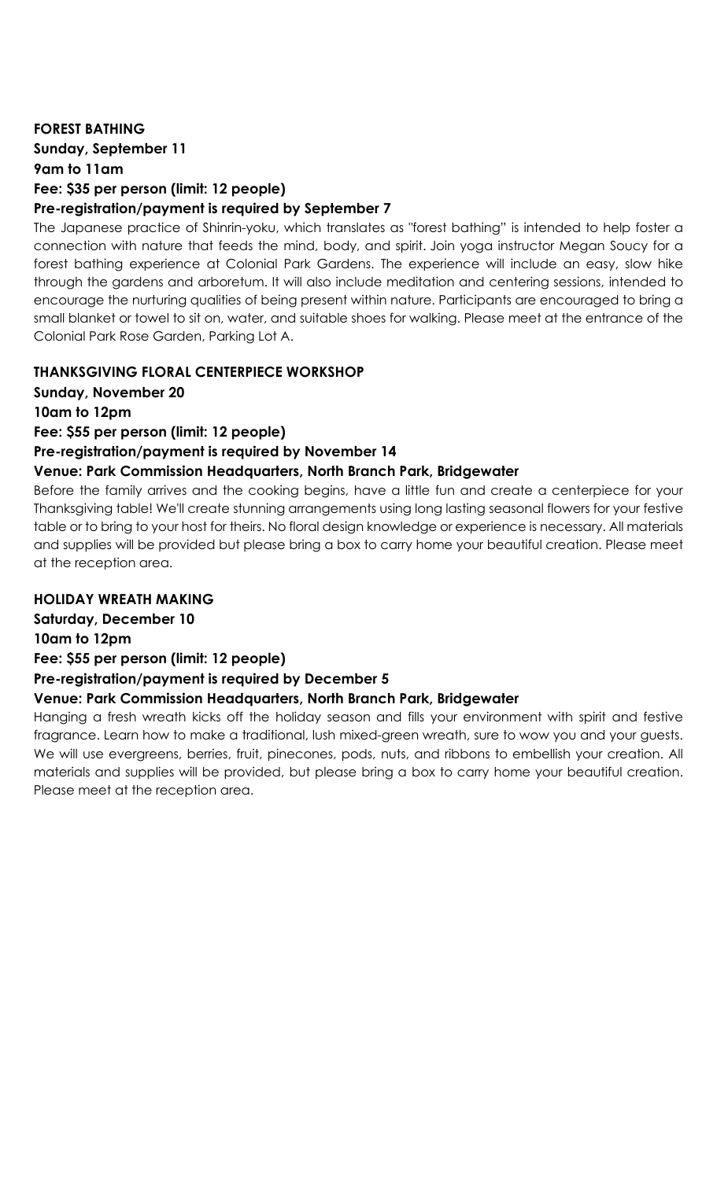**FOREST BATHING**
**Sunday, September 11**
**9am to 11am**
**Fee: $35 per person (limit: 12 people)**
**Pre-registration/payment is required by September 7**

The Japanese practice of Shinrin-yoku, which translates as "forest bathing" is intended to help foster a connection with nature that feeds the mind, body, and spirit. Join yoga instructor Megan Soucy for a forest bathing experience at Colonial Park Gardens. The experience will include an easy, slow hike through the gardens and arboretum. It will also include meditation and centering sessions, intended to encourage the nurturing qualities of being present within nature. Participants are encouraged to bring a small blanket or towel to sit on, water, and suitable shoes for walking. Please meet at the entrance of the Colonial Park Rose Garden, Parking Lot A.

**THANKSGIVING FLORAL CENTERPIECE WORKSHOP**
**Sunday, November 20**
**10am to 12pm**
**Fee: $55 per person (limit: 12 people)**
**Pre-registration/payment is required by November 14**
**Venue: Park Commission Headquarters, North Branch Park, Bridgewater**

Before the family arrives and the cooking begins, have a little fun and create a centerpiece for your Thanksgiving table! We'll create stunning arrangements using long lasting seasonal flowers for your festive table or to bring to your host for theirs. No floral design knowledge or experience is necessary. All materials and supplies will be provided but please bring a box to carry home your beautiful creation. Please meet at the reception area.

**HOLIDAY WREATH MAKING**
**Saturday, December 10**
**10am to 12pm**
**Fee: $55 per person (limit: 12 people)**
**Pre-registration/payment is required by December 5**
**Venue: Park Commission Headquarters, North Branch Park, Bridgewater**

Hanging a fresh wreath kicks off the holiday season and fills your environment with spirit and festive fragrance. Learn how to make a traditional, lush mixed-green wreath, sure to wow you and your guests. We will use evergreens, berries, fruit, pinecones, pods, nuts, and ribbons to embellish your creation. All materials and supplies will be provided, but please bring a box to carry home your beautiful creation. Please meet at the reception area.